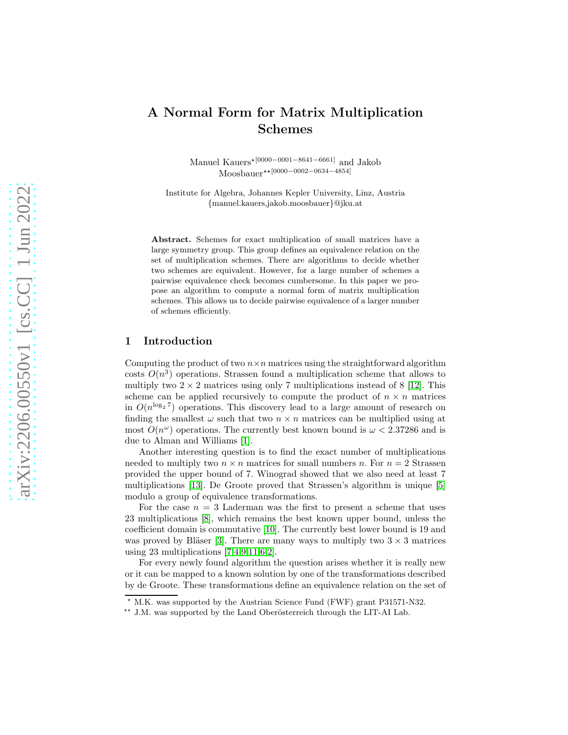# A Normal Form for Matrix Multiplication Schemes

Manuel Kauers⋆[0000−0001−8641−6661] and Jakob Moosbauer⋆⋆[0000−0002−0634−4854]

Institute for Algebra, Johannes Kepler University, Linz, Austria
{manuel.kauers,jakob.moosbauer}@jku.at

**Abstract.** Schemes for exact multiplication of small matrices have a large symmetry group. This group defines an equivalence relation on the set of multiplication schemes. There are algorithms to decide whether two schemes are equivalent. However, for a large number of schemes a pairwise equivalence check becomes cumbersome. In this paper we propose an algorithm to compute a normal form of matrix multiplication schemes. This allows us to decide pairwise equivalence of a larger number of schemes efficiently.

## 1 Introduction

Computing the product of two $n \times n$ matrices using the straightforward algorithm costs $O(n^3)$ operations. Strassen found a multiplication scheme that allows to multiply two $2 \times 2$ matrices using only 7 multiplications instead of 8 [12]. This scheme can be applied recursively to compute the product of $n \times n$ matrices in $O(n^{\log_2 7})$ operations. This discovery lead to a large amount of research on finding the smallest $\omega$ such that two $n \times n$ matrices can be multiplied using at most $O(n^\omega)$ operations. The currently best known bound is $\omega < 2.37286$ and is due to Alman and Williams [1].

Another interesting question is to find the exact number of multiplications needed to multiply two $n \times n$ matrices for small numbers $n$. For $n = 2$ Strassen provided the upper bound of 7. Winograd showed that we also need at least 7 multiplications [13]. De Groote proved that Strassen's algorithm is unique [5] modulo a group of equivalence transformations.

For the case $n = 3$ Laderman was the first to present a scheme that uses 23 multiplications [8], which remains the best known upper bound, unless the coefficient domain is commutative [10]. The currently best lower bound is 19 and was proved by Bläser [3]. There are many ways to multiply two $3 \times 3$ matrices using 23 multiplications [7,4,9,11,6,2].

For every newly found algorithm the question arises whether it is really new or it can be mapped to a known solution by one of the transformations described by de Groote. These transformations define an equivalence relation on the set of

⋆ M.K. was supported by the Austrian Science Fund (FWF) grant P31571-N32.

⋆⋆ J.M. was supported by the Land Oberösterreich through the LIT-AI Lab.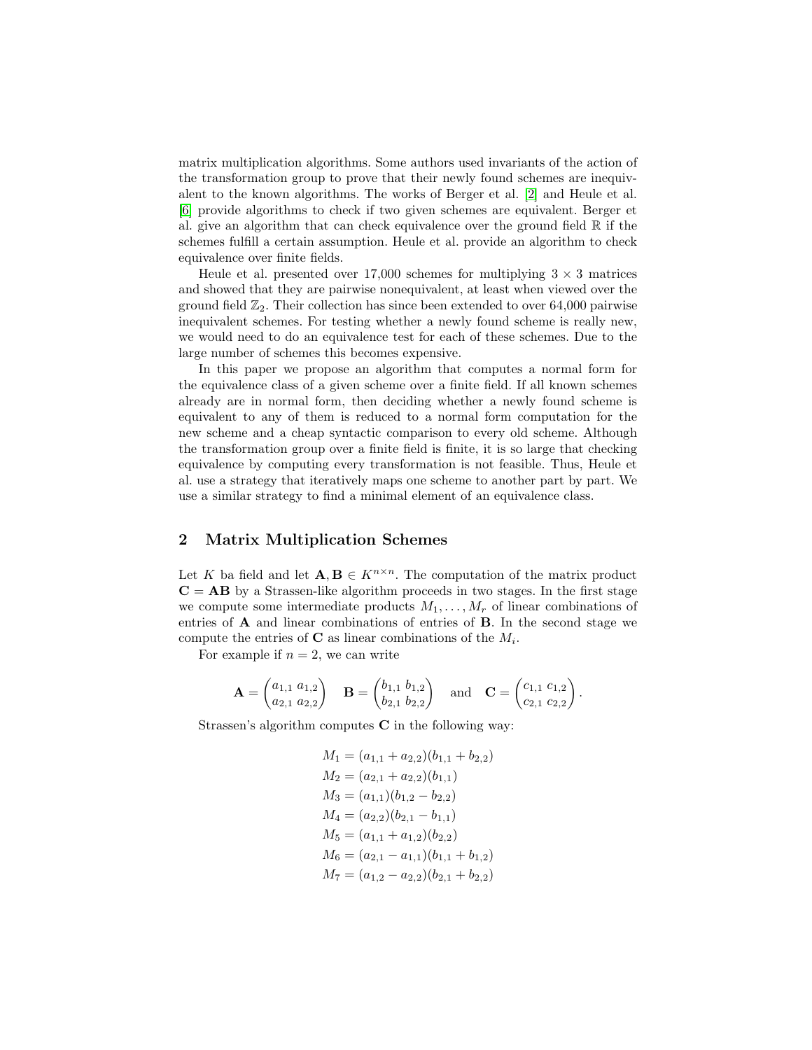matrix multiplication algorithms. Some authors used invariants of the action of the transformation group to prove that their newly found schemes are inequivalent to the known algorithms. The works of Berger et al. [2] and Heule et al. [6] provide algorithms to check if two given schemes are equivalent. Berger et al. give an algorithm that can check equivalence over the ground field $\mathbb{R}$ if the schemes fulfill a certain assumption. Heule et al. provide an algorithm to check equivalence over finite fields.

Heule et al. presented over 17,000 schemes for multiplying $3 \times 3$ matrices and showed that they are pairwise nonequivalent, at least when viewed over the ground field $\mathbb{Z}_2$. Their collection has since been extended to over 64,000 pairwise inequivalent schemes. For testing whether a newly found scheme is really new, we would need to do an equivalence test for each of these schemes. Due to the large number of schemes this becomes expensive.

In this paper we propose an algorithm that computes a normal form for the equivalence class of a given scheme over a finite field. If all known schemes already are in normal form, then deciding whether a newly found scheme is equivalent to any of them is reduced to a normal form computation for the new scheme and a cheap syntactic comparison to every old scheme. Although the transformation group over a finite field is finite, it is so large that checking equivalence by computing every transformation is not feasible. Thus, Heule et al. use a strategy that iteratively maps one scheme to another part by part. We use a similar strategy to find a minimal element of an equivalence class.

## 2 Matrix Multiplication Schemes

Let $K$ ba field and let $\mathbf{A}, \mathbf{B} \in K^{n \times n}$. The computation of the matrix product $\mathbf{C} = \mathbf{AB}$ by a Strassen-like algorithm proceeds in two stages. In the first stage we compute some intermediate products $M_1, \ldots, M_r$ of linear combinations of entries of $\mathbf{A}$ and linear combinations of entries of $\mathbf{B}$. In the second stage we compute the entries of $\mathbf{C}$ as linear combinations of the $M_i$.

For example if $n = 2$, we can write

$$\mathbf{A} = \begin{pmatrix} a_{1,1} & a_{1,2} \\ a_{2,1} & a_{2,2} \end{pmatrix} \quad \mathbf{B} = \begin{pmatrix} b_{1,1} & b_{1,2} \\ b_{2,1} & b_{2,2} \end{pmatrix} \quad \text{and} \quad \mathbf{C} = \begin{pmatrix} c_{1,1} & c_{1,2} \\ c_{2,1} & c_{2,2} \end{pmatrix}.$$

Strassen's algorithm computes $\mathbf{C}$ in the following way:

$$\begin{aligned}
M_1 &= (a_{1,1} + a_{2,2})(b_{1,1} + b_{2,2}) \\
M_2 &= (a_{2,1} + a_{2,2})(b_{1,1}) \\
M_3 &= (a_{1,1})(b_{1,2} - b_{2,2}) \\
M_4 &= (a_{2,2})(b_{2,1} - b_{1,1}) \\
M_5 &= (a_{1,1} + a_{1,2})(b_{2,2}) \\
M_6 &= (a_{2,1} - a_{1,1})(b_{1,1} + b_{1,2}) \\
M_7 &= (a_{1,2} - a_{2,2})(b_{2,1} + b_{2,2})
\end{aligned}$$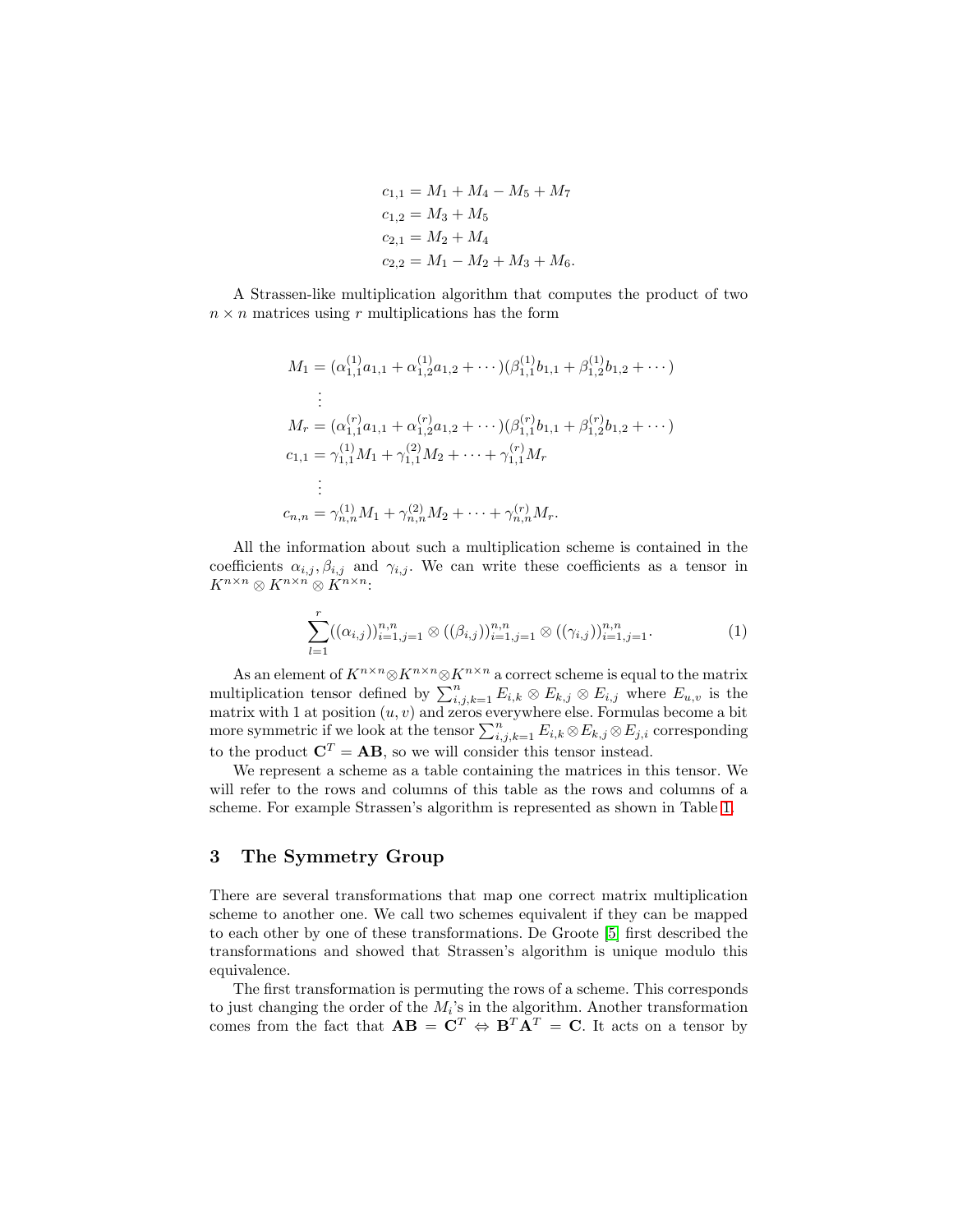$$
\begin{aligned}
c_{1,1} &= M_1 + M_4 - M_5 + M_7 \\
c_{1,2} &= M_3 + M_5 \\
c_{2,1} &= M_2 + M_4 \\
c_{2,2} &= M_1 - M_2 + M_3 + M_6.
\end{aligned}
$$

A Strassen-like multiplication algorithm that computes the product of two $n \times n$ matrices using $r$ multiplications has the form

$$
\begin{aligned}
M_1 &= (\alpha_{1,1}^{(1)} a_{1,1} + \alpha_{1,2}^{(1)} a_{1,2} + \cdots)(\beta_{1,1}^{(1)} b_{1,1} + \beta_{1,2}^{(1)} b_{1,2} + \cdots) \\
&\vdots \\
M_r &= (\alpha_{1,1}^{(r)} a_{1,1} + \alpha_{1,2}^{(r)} a_{1,2} + \cdots)(\beta_{1,1}^{(r)} b_{1,1} + \beta_{1,2}^{(r)} b_{1,2} + \cdots) \\
c_{1,1} &= \gamma_{1,1}^{(1)} M_1 + \gamma_{1,1}^{(2)} M_2 + \cdots + \gamma_{1,1}^{(r)} M_r \\
&\vdots \\
c_{n,n} &= \gamma_{n,n}^{(1)} M_1 + \gamma_{n,n}^{(2)} M_2 + \cdots + \gamma_{n,n}^{(r)} M_r.
\end{aligned}
$$

All the information about such a multiplication scheme is contained in the coefficients $\alpha_{i,j}, \beta_{i,j}$ and $\gamma_{i,j}$. We can write these coefficients as a tensor in $K^{n\times n} \otimes K^{n\times n} \otimes K^{n\times n}$:

$$
\sum_{l=1}^{r} ((\alpha_{i,j}))_{i=1,j=1}^{n,n} \otimes ((\beta_{i,j}))_{i=1,j=1}^{n,n} \otimes ((\gamma_{i,j}))_{i=1,j=1}^{n,n}. \tag{1}
$$

As an element of $K^{n\times n} \otimes K^{n\times n} \otimes K^{n\times n}$ a correct scheme is equal to the matrix multiplication tensor defined by $\sum_{i,j,k=1}^{n} E_{i,k} \otimes E_{k,j} \otimes E_{i,j}$ where $E_{u,v}$ is the matrix with 1 at position $(u, v)$ and zeros everywhere else. Formulas become a bit more symmetric if we look at the tensor $\sum_{i,j,k=1}^{n} E_{i,k} \otimes E_{k,j} \otimes E_{j,i}$ corresponding to the product $\mathbf{C}^T = \mathbf{AB}$, so we will consider this tensor instead.

We represent a scheme as a table containing the matrices in this tensor. We will refer to the rows and columns of this table as the rows and columns of a scheme. For example Strassen's algorithm is represented as shown in Table 1.

## 3 The Symmetry Group

There are several transformations that map one correct matrix multiplication scheme to another one. We call two schemes equivalent if they can be mapped to each other by one of these transformations. De Groote [5] first described the transformations and showed that Strassen's algorithm is unique modulo this equivalence.

The first transformation is permuting the rows of a scheme. This corresponds to just changing the order of the $M_i$'s in the algorithm. Another transformation comes from the fact that $\mathbf{AB} = \mathbf{C}^T \Leftrightarrow \mathbf{B}^T\mathbf{A}^T = \mathbf{C}$. It acts on a tensor by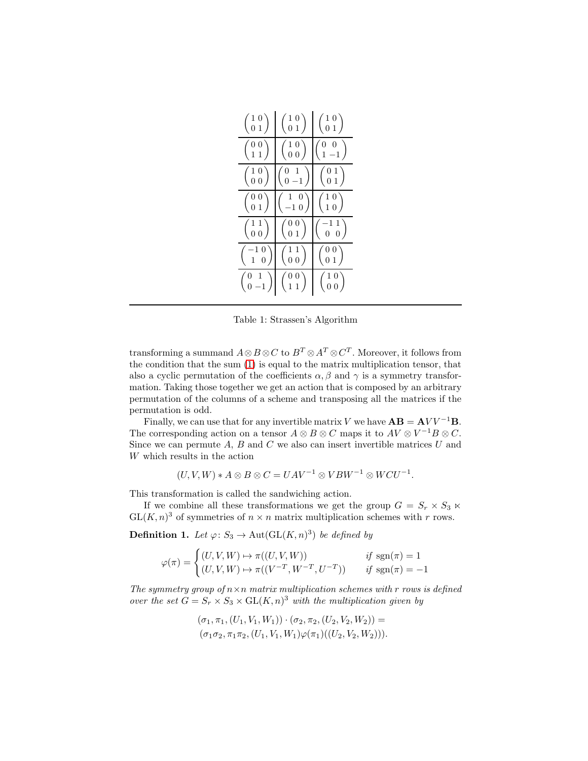| | | |
|---|---|---|
| $\begin{pmatrix} 1 & 0 \\ 0 & 1 \end{pmatrix}$ | $\begin{pmatrix} 1 & 0 \\ 0 & 1 \end{pmatrix}$ | $\begin{pmatrix} 1 & 0 \\ 0 & 1 \end{pmatrix}$ |
| $\begin{pmatrix} 0 & 0 \\ 1 & 1 \end{pmatrix}$ | $\begin{pmatrix} 1 & 0 \\ 0 & 0 \end{pmatrix}$ | $\begin{pmatrix} 0 & 0 \\ 1 & -1 \end{pmatrix}$ |
| $\begin{pmatrix} 1 & 0 \\ 0 & 0 \end{pmatrix}$ | $\begin{pmatrix} 0 & 1 \\ 0 & -1 \end{pmatrix}$ | $\begin{pmatrix} 0 & 1 \\ 0 & 1 \end{pmatrix}$ |
| $\begin{pmatrix} 0 & 0 \\ 0 & 1 \end{pmatrix}$ | $\begin{pmatrix} 1 & 0 \\ -1 & 0 \end{pmatrix}$ | $\begin{pmatrix} 1 & 0 \\ 1 & 0 \end{pmatrix}$ |
| $\begin{pmatrix} 1 & 1 \\ 0 & 0 \end{pmatrix}$ | $\begin{pmatrix} 0 & 0 \\ 0 & 1 \end{pmatrix}$ | $\begin{pmatrix} -1 & 1 \\ 0 & 0 \end{pmatrix}$ |
| $\begin{pmatrix} -1 & 0 \\ 1 & 0 \end{pmatrix}$ | $\begin{pmatrix} 1 & 1 \\ 0 & 0 \end{pmatrix}$ | $\begin{pmatrix} 0 & 0 \\ 0 & 1 \end{pmatrix}$ |
| $\begin{pmatrix} 0 & 1 \\ 0 & -1 \end{pmatrix}$ | $\begin{pmatrix} 0 & 0 \\ 1 & 1 \end{pmatrix}$ | $\begin{pmatrix} 1 & 0 \\ 0 & 0 \end{pmatrix}$ |

Table 1: Strassen's Algorithm

transforming a summand $A \otimes B \otimes C$ to $B^T \otimes A^T \otimes C^T$. Moreover, it follows from the condition that the sum (1) is equal to the matrix multiplication tensor, that also a cyclic permutation of the coefficients $\alpha, \beta$ and $\gamma$ is a symmetry transformation. Taking those together we get an action that is composed by an arbitrary permutation of the columns of a scheme and transposing all the matrices if the permutation is odd.

Finally, we can use that for any invertible matrix $V$ we have $\mathbf{AB} = \mathbf{A}VV^{-1}\mathbf{B}$. The corresponding action on a tensor $A \otimes B \otimes C$ maps it to $AV \otimes V^{-1}B \otimes C$. Since we can permute $A$, $B$ and $C$ we also can insert invertible matrices $U$ and $W$ which results in the action

$$(U, V, W) * A \otimes B \otimes C = UAV^{-1} \otimes VBW^{-1} \otimes WCU^{-1}.$$

This transformation is called the sandwiching action.

If we combine all these transformations we get the group $G = S_r \times S_3 \ltimes \mathrm{GL}(K, n)^3$ of symmetries of $n \times n$ matrix multiplication schemes with $r$ rows.

**Definition 1.** *Let $\varphi \colon S_3 \to \mathrm{Aut}(\mathrm{GL}(K, n)^3)$ be defined by*

$$\varphi(\pi) = \begin{cases} (U, V, W) \mapsto \pi((U, V, W)) & \text{if } \mathrm{sgn}(\pi) = 1 \\ (U, V, W) \mapsto \pi((V^{-T}, W^{-T}, U^{-T})) & \text{if } \mathrm{sgn}(\pi) = -1 \end{cases}$$

*The symmetry group of $n \times n$ matrix multiplication schemes with $r$ rows is defined over the set $G = S_r \times S_3 \times \mathrm{GL}(K, n)^3$ with the multiplication given by*

$$(\sigma_1, \pi_1, (U_1, V_1, W_1)) \cdot (\sigma_2, \pi_2, (U_2, V_2, W_2)) =$$
$$(\sigma_1\sigma_2, \pi_1\pi_2, (U_1, V_1, W_1)\varphi(\pi_1)((U_2, V_2, W_2))).$$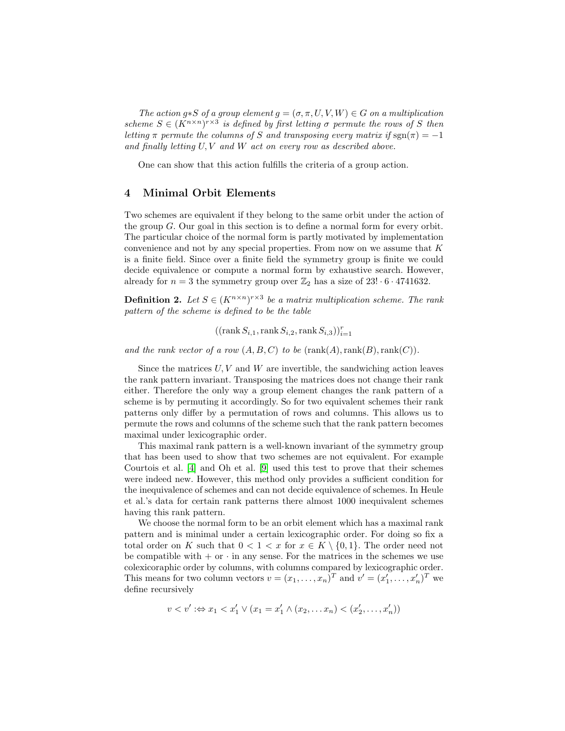*The action $g * S$ of a group element $g = (\sigma, \pi, U, V, W) \in G$ on a multiplication scheme $S \in (K^{n\times n})^{r\times 3}$ is defined by first letting $\sigma$ permute the rows of $S$ then letting $\pi$ permute the columns of $S$ and transposing every matrix if $\operatorname{sgn}(\pi) = -1$ and finally letting $U, V$ and $W$ act on every row as described above.*

One can show that this action fulfills the criteria of a group action.

## 4 Minimal Orbit Elements

Two schemes are equivalent if they belong to the same orbit under the action of the group $G$. Our goal in this section is to define a normal form for every orbit. The particular choice of the normal form is partly motivated by implementation convenience and not by any special properties. From now on we assume that $K$ is a finite field. Since over a finite field the symmetry group is finite we could decide equivalence or compute a normal form by exhaustive search. However, already for $n = 3$ the symmetry group over $\mathbb{Z}_2$ has a size of $23! \cdot 6 \cdot 4741632$.

**Definition 2.** *Let $S \in (K^{n\times n})^{r\times 3}$ be a matrix multiplication scheme. The rank pattern of the scheme is defined to be the table*

$$((\operatorname{rank} S_{i,1}, \operatorname{rank} S_{i,2}, \operatorname{rank} S_{i,3}))_{i=1}^{r}$$

*and the rank vector of a row $(A, B, C)$ to be $(\operatorname{rank}(A), \operatorname{rank}(B), \operatorname{rank}(C))$.*

Since the matrices $U, V$ and $W$ are invertible, the sandwiching action leaves the rank pattern invariant. Transposing the matrices does not change their rank either. Therefore the only way a group element changes the rank pattern of a scheme is by permuting it accordingly. So for two equivalent schemes their rank patterns only differ by a permutation of rows and columns. This allows us to permute the rows and columns of the scheme such that the rank pattern becomes maximal under lexicographic order.

This maximal rank pattern is a well-known invariant of the symmetry group that has been used to show that two schemes are not equivalent. For example Courtois et al. [4] and Oh et al. [9] used this test to prove that their schemes were indeed new. However, this method only provides a sufficient condition for the inequivalence of schemes and can not decide equivalence of schemes. In Heule et al.'s data for certain rank patterns there almost 1000 inequivalent schemes having this rank pattern.

We choose the normal form to be an orbit element which has a maximal rank pattern and is minimal under a certain lexicographic order. For doing so fix a total order on $K$ such that $0 < 1 < x$ for $x \in K \setminus \{0, 1\}$. The order need not be compatible with $+$ or $\cdot$ in any sense. For the matrices in the schemes we use colexicoraphic order by columns, with columns compared by lexicographic order. This means for two column vectors $v = (x_1, \ldots, x_n)^T$ and $v' = (x'_1, \ldots, x'_n)^T$ we define recursively

$$v < v' :\Leftrightarrow x_1 < x'_1 \vee (x_1 = x'_1 \wedge (x_2, \ldots x_n) < (x'_2, \ldots, x'_n))$$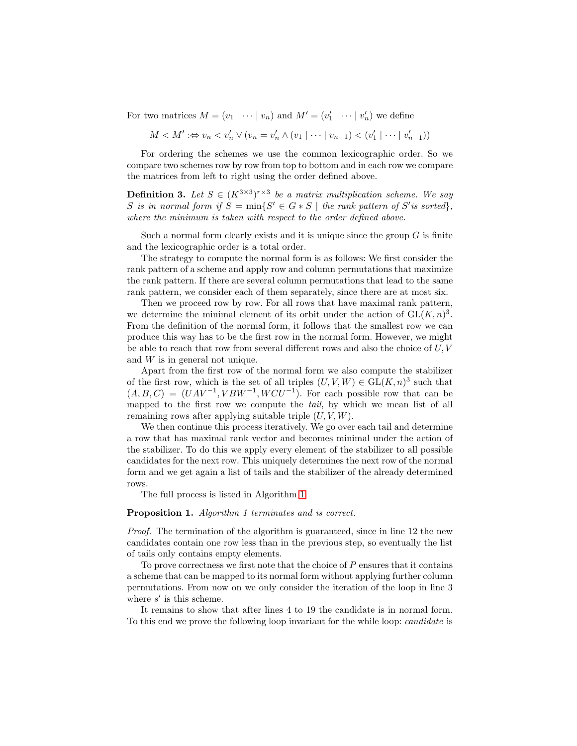For two matrices $M = (v_1 \mid \cdots \mid v_n)$ and $M' = (v_1' \mid \cdots \mid v_n')$ we define

$$M < M' :\Leftrightarrow v_n < v_n' \vee (v_n = v_n' \wedge (v_1 \mid \cdots \mid v_{n-1}) < (v_1' \mid \cdots \mid v_{n-1}'))$$

For ordering the schemes we use the common lexicographic order. So we compare two schemes row by row from top to bottom and in each row we compare the matrices from left to right using the order defined above.

**Definition 3.** *Let $S \in (K^{3\times 3})^{r\times 3}$ be a matrix multiplication scheme. We say $S$ is in normal form if $S = \min\{S' \in G * S \mid$ the rank pattern of $S'$ is sorted$\}$, where the minimum is taken with respect to the order defined above.*

Such a normal form clearly exists and it is unique since the group $G$ is finite and the lexicographic order is a total order.

The strategy to compute the normal form is as follows: We first consider the rank pattern of a scheme and apply row and column permutations that maximize the rank pattern. If there are several column permutations that lead to the same rank pattern, we consider each of them separately, since there are at most six.

Then we proceed row by row. For all rows that have maximal rank pattern, we determine the minimal element of its orbit under the action of $\mathrm{GL}(K, n)^3$. From the definition of the normal form, it follows that the smallest row we can produce this way has to be the first row in the normal form. However, we might be able to reach that row from several different rows and also the choice of $U, V$ and $W$ is in general not unique.

Apart from the first row of the normal form we also compute the stabilizer of the first row, which is the set of all triples $(U, V, W) \in \mathrm{GL}(K, n)^3$ such that $(A, B, C) = (UAV^{-1}, VBW^{-1}, WCU^{-1})$. For each possible row that can be mapped to the first row we compute the *tail*, by which we mean list of all remaining rows after applying suitable triple $(U, V, W)$.

We then continue this process iteratively. We go over each tail and determine a row that has maximal rank vector and becomes minimal under the action of the stabilizer. To do this we apply every element of the stabilizer to all possible candidates for the next row. This uniquely determines the next row of the normal form and we get again a list of tails and the stabilizer of the already determined rows.

The full process is listed in Algorithm 1.

**Proposition 1.** *Algorithm 1 terminates and is correct.*

*Proof.* The termination of the algorithm is guaranteed, since in line 12 the new candidates contain one row less than in the previous step, so eventually the list of tails only contains empty elements.

To prove correctness we first note that the choice of $P$ ensures that it contains a scheme that can be mapped to its normal form without applying further column permutations. From now on we only consider the iteration of the loop in line 3 where $s'$ is this scheme.

It remains to show that after lines 4 to 19 the candidate is in normal form. To this end we prove the following loop invariant for the while loop: *candidate* is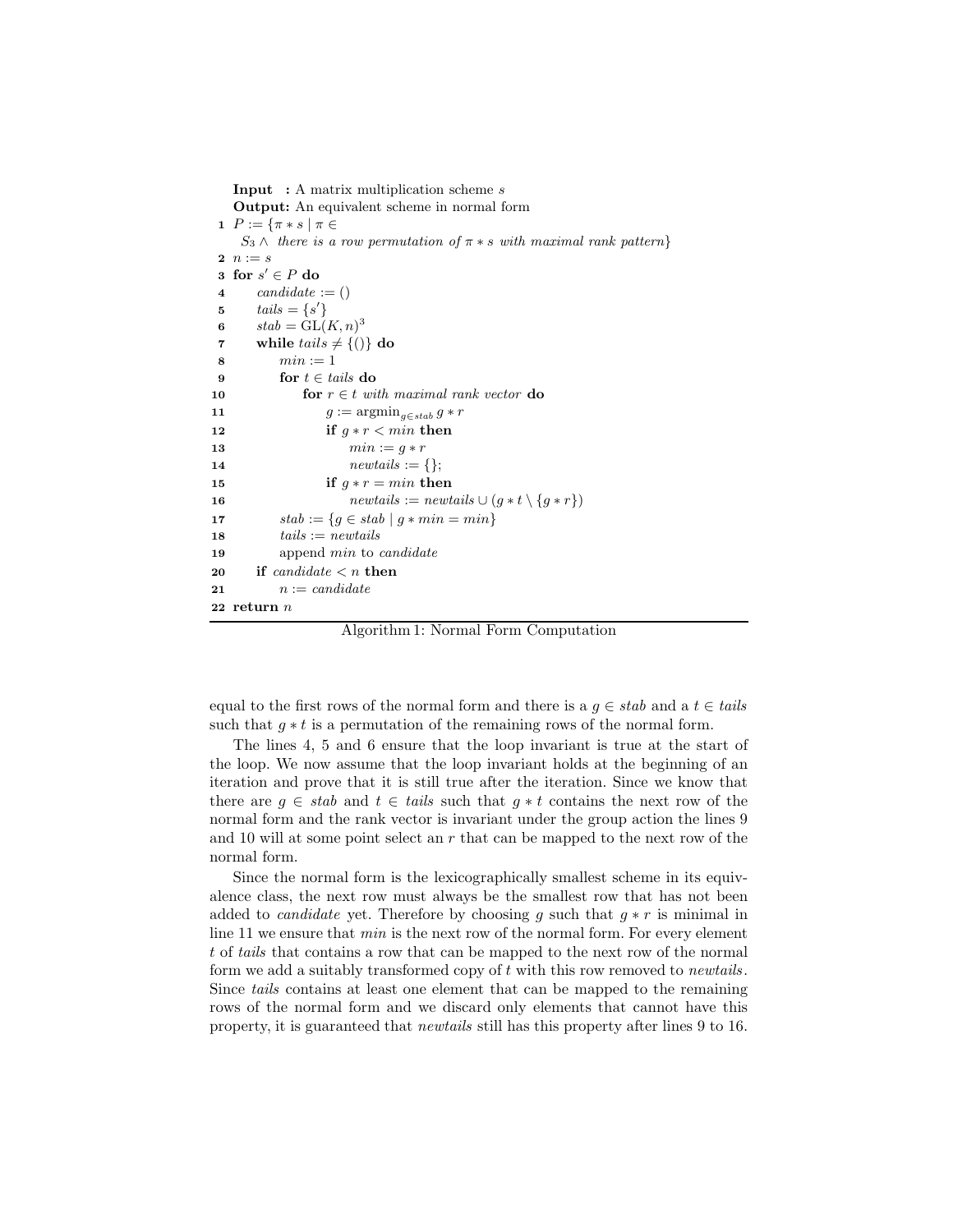**Input :** A matrix multiplication scheme $s$
**Output:** An equivalent scheme in normal form

```
1  P := {π * s | π ∈ S_3 ∧ there is a row permutation of π * s with maximal rank pattern}
2  n := s
3  for s' ∈ P do
4      candidate := ()
5      tails = {s'}
6      stab = GL(K, n)^3
7      while tails ≠ {()} do
8          min := 1
9          for t ∈ tails do
10             for r ∈ t with maximal rank vector do
11                 g := argmin_{g ∈ stab} g * r
12                 if g * r < min then
13                     min := g * r
14                     newtails := {};
15                 if g * r = min then
16                     newtails := newtails ∪ (g * t \ {g * r})
17         stab := {g ∈ stab | g * min = min}
18         tails := newtails
19         append min to candidate
20     if candidate < n then
21         n := candidate
22 return n
```

Algorithm 1: Normal Form Computation

equal to the first rows of the normal form and there is a $g \in stab$ and a $t \in tails$ such that $g * t$ is a permutation of the remaining rows of the normal form.

The lines 4, 5 and 6 ensure that the loop invariant is true at the start of the loop. We now assume that the loop invariant holds at the beginning of an iteration and prove that it is still true after the iteration. Since we know that there are $g \in stab$ and $t \in tails$ such that $g * t$ contains the next row of the normal form and the rank vector is invariant under the group action the lines 9 and 10 will at some point select an $r$ that can be mapped to the next row of the normal form.

Since the normal form is the lexicographically smallest scheme in its equivalence class, the next row must always be the smallest row that has not been added to *candidate* yet. Therefore by choosing $g$ such that $g * r$ is minimal in line 11 we ensure that *min* is the next row of the normal form. For every element $t$ of *tails* that contains a row that can be mapped to the next row of the normal form we add a suitably transformed copy of $t$ with this row removed to *newtails*. Since *tails* contains at least one element that can be mapped to the remaining rows of the normal form and we discard only elements that cannot have this property, it is guaranteed that *newtails* still has this property after lines 9 to 16.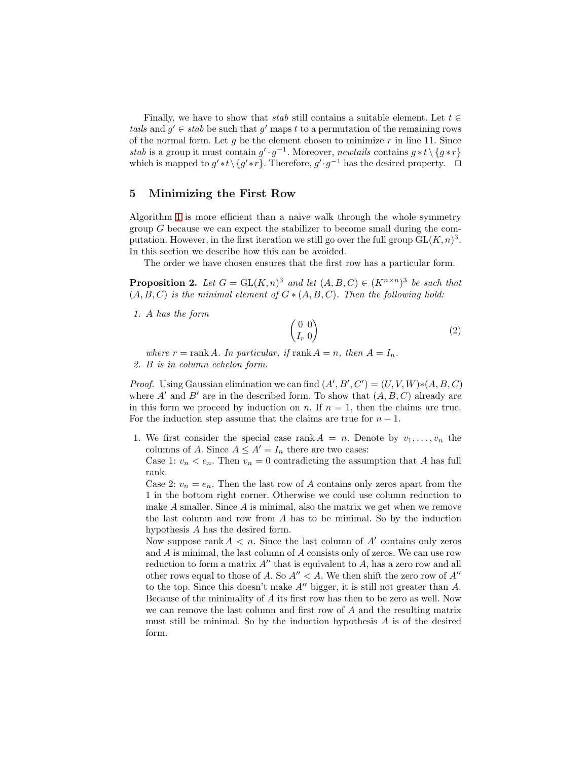Finally, we have to show that *stab* still contains a suitable element. Let $t \in$ *tails* and $g' \in$ *stab* be such that $g'$ maps $t$ to a permutation of the remaining rows of the normal form. Let $g$ be the element chosen to minimize $r$ in line 11. Since *stab* is a group it must contain $g' \cdot g^{-1}$. Moreover, *newtails* contains $g * t \setminus \{g * r\}$ which is mapped to $g' * t \setminus \{g' * r\}$. Therefore, $g' \cdot g^{-1}$ has the desired property. □

## 5 Minimizing the First Row

Algorithm 1 is more efficient than a naive walk through the whole symmetry group $G$ because we can expect the stabilizer to become small during the computation. However, in the first iteration we still go over the full group $\mathrm{GL}(K, n)^3$. In this section we describe how this can be avoided.

The order we have chosen ensures that the first row has a particular form.

**Proposition 2.** *Let $G = \mathrm{GL}(K, n)^3$ and let $(A, B, C) \in (K^{n \times n})^3$ be such that $(A, B, C)$ is the minimal element of $G * (A, B, C)$. Then the following hold:*

1. *$A$ has the form*
$$\begin{pmatrix} 0 & 0 \\ I_r & 0 \end{pmatrix} \tag{2}$$
*where $r = \operatorname{rank} A$. In particular, if $\operatorname{rank} A = n$, then $A = I_n$.*
2. *$B$ is in column echelon form.*

*Proof.* Using Gaussian elimination we can find $(A', B', C') = (U, V, W) * (A, B, C)$ where $A'$ and $B'$ are in the described form. To show that $(A, B, C)$ already are in this form we proceed by induction on $n$. If $n = 1$, then the claims are true. For the induction step assume that the claims are true for $n - 1$.

1. We first consider the special case $\operatorname{rank} A = n$. Denote by $v_1, \ldots, v_n$ the columns of $A$. Since $A \leq A' = I_n$ there are two cases:
   Case 1: $v_n < e_n$. Then $v_n = 0$ contradicting the assumption that $A$ has full rank.
   Case 2: $v_n = e_n$. Then the last row of $A$ contains only zeros apart from the 1 in the bottom right corner. Otherwise we could use column reduction to make $A$ smaller. Since $A$ is minimal, also the matrix we get when we remove the last column and row from $A$ has to be minimal. So by the induction hypothesis $A$ has the desired form.
   Now suppose $\operatorname{rank} A < n$. Since the last column of $A'$ contains only zeros and $A$ is minimal, the last column of $A$ consists only of zeros. We can use row reduction to form a matrix $A''$ that is equivalent to $A$, has a zero row and all other rows equal to those of $A$. So $A'' < A$. We then shift the zero row of $A''$ to the top. Since this doesn't make $A''$ bigger, it is still not greater than $A$. Because of the minimality of $A$ its first row has then to be zero as well. Now we can remove the last column and first row of $A$ and the resulting matrix must still be minimal. So by the induction hypothesis $A$ is of the desired form.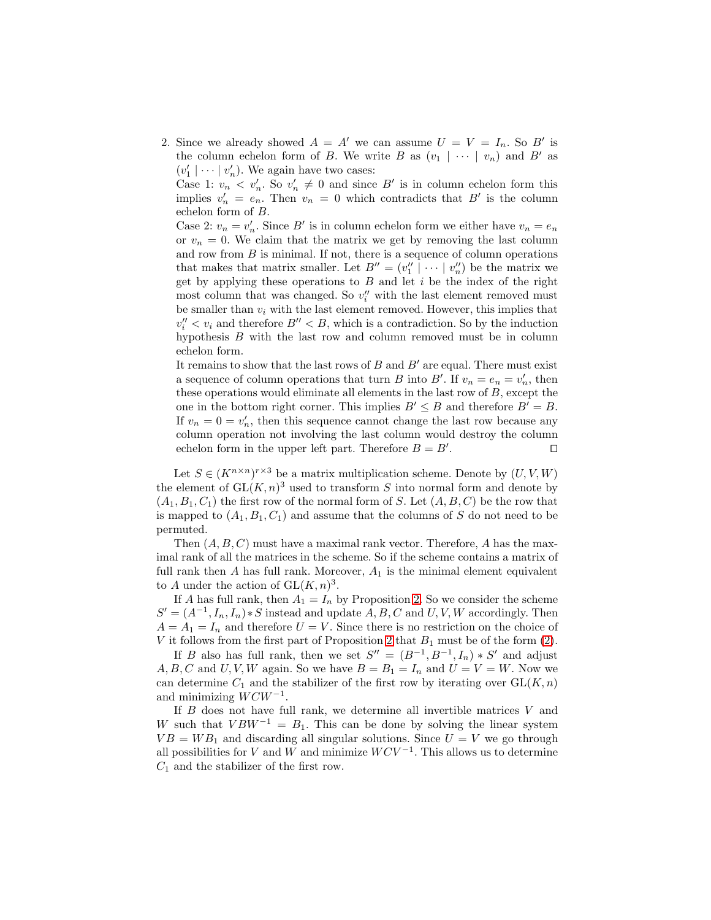2. Since we already showed $A = A'$ we can assume $U = V = I_n$. So $B'$ is the column echelon form of $B$. We write $B$ as $(v_1 \mid \cdots \mid v_n)$ and $B'$ as $(v'_1 \mid \cdots \mid v'_n)$. We again have two cases:
   Case 1: $v_n < v'_n$. So $v'_n \neq 0$ and since $B'$ is in column echelon form this implies $v'_n = e_n$. Then $v_n = 0$ which contradicts that $B'$ is the column echelon form of $B$.
   Case 2: $v_n = v'_n$. Since $B'$ is in column echelon form we either have $v_n = e_n$ or $v_n = 0$. We claim that the matrix we get by removing the last column and row from $B$ is minimal. If not, there is a sequence of column operations that makes that matrix smaller. Let $B'' = (v''_1 \mid \cdots \mid v''_n)$ be the matrix we get by applying these operations to $B$ and let $i$ be the index of the right most column that was changed. So $v''_i$ with the last element removed must be smaller than $v_i$ with the last element removed. However, this implies that $v''_i < v_i$ and therefore $B'' < B$, which is a contradiction. So by the induction hypothesis $B$ with the last row and column removed must be in column echelon form.
   It remains to show that the last rows of $B$ and $B'$ are equal. There must exist a sequence of column operations that turn $B$ into $B'$. If $v_n = e_n = v'_n$, then these operations would eliminate all elements in the last row of $B$, except the one in the bottom right corner. This implies $B' \leq B$ and therefore $B' = B$. If $v_n = 0 = v'_n$, then this sequence cannot change the last row because any column operation not involving the last column would destroy the column echelon form in the upper left part. Therefore $B = B'$. $\square$

Let $S \in (K^{n\times n})^{r\times 3}$ be a matrix multiplication scheme. Denote by $(U, V, W)$ the element of $\mathrm{GL}(K, n)^3$ used to transform $S$ into normal form and denote by $(A_1, B_1, C_1)$ the first row of the normal form of $S$. Let $(A, B, C)$ be the row that is mapped to $(A_1, B_1, C_1)$ and assume that the columns of $S$ do not need to be permuted.

Then $(A, B, C)$ must have a maximal rank vector. Therefore, $A$ has the maximal rank of all the matrices in the scheme. So if the scheme contains a matrix of full rank then $A$ has full rank. Moreover, $A_1$ is the minimal element equivalent to $A$ under the action of $\mathrm{GL}(K, n)^3$.

If $A$ has full rank, then $A_1 = I_n$ by Proposition 2. So we consider the scheme $S' = (A^{-1}, I_n, I_n) * S$ instead and update $A, B, C$ and $U, V, W$ accordingly. Then $A = A_1 = I_n$ and therefore $U = V$. Since there is no restriction on the choice of $V$ it follows from the first part of Proposition 2 that $B_1$ must be of the form (2).

If $B$ also has full rank, then we set $S'' = (B^{-1}, B^{-1}, I_n) * S'$ and adjust $A, B, C$ and $U, V, W$ again. So we have $B = B_1 = I_n$ and $U = V = W$. Now we can determine $C_1$ and the stabilizer of the first row by iterating over $\mathrm{GL}(K, n)$ and minimizing $WCW^{-1}$.

If $B$ does not have full rank, we determine all invertible matrices $V$ and $W$ such that $VBW^{-1} = B_1$. This can be done by solving the linear system $VB = WB_1$ and discarding all singular solutions. Since $U = V$ we go through all possibilities for $V$ and $W$ and minimize $WCV^{-1}$. This allows us to determine $C_1$ and the stabilizer of the first row.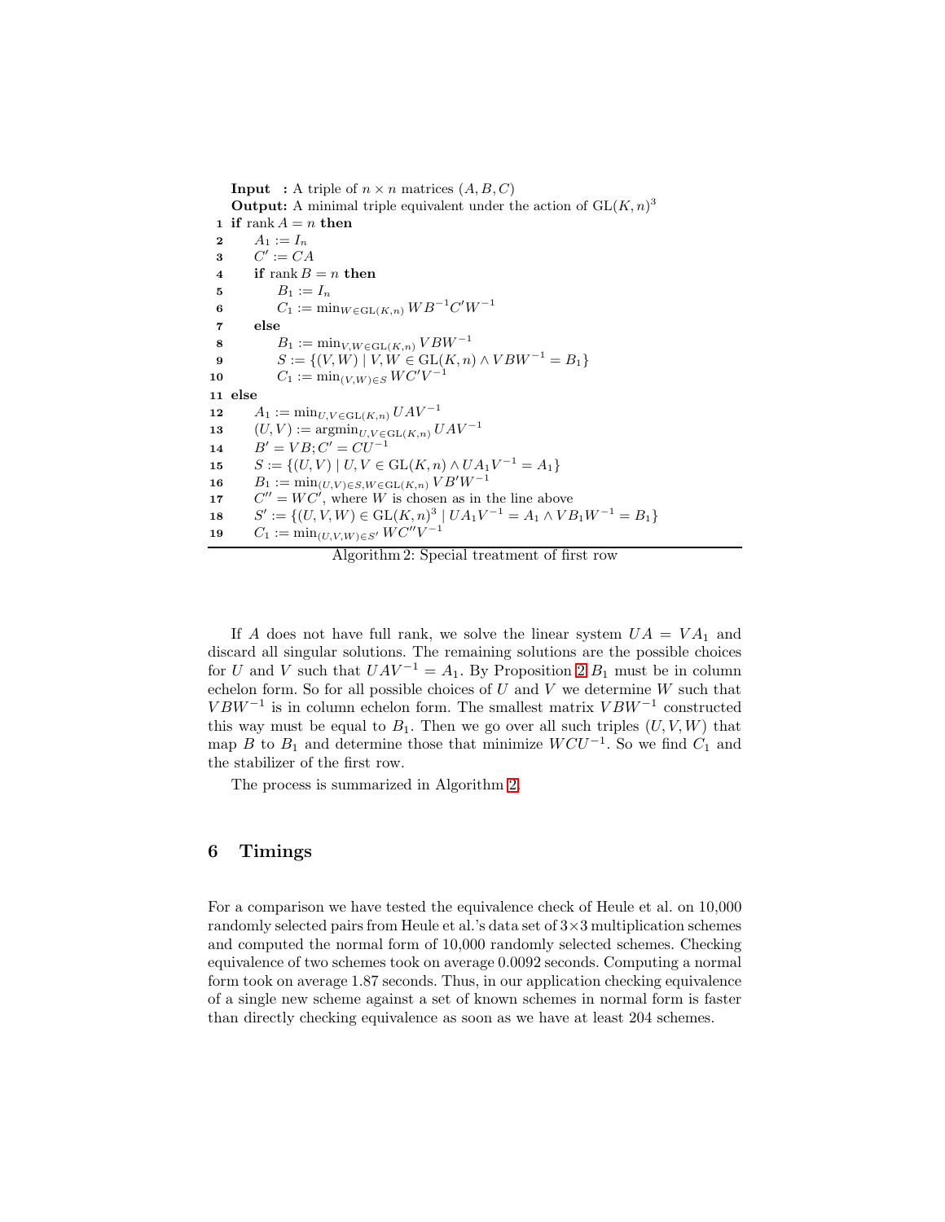**Input :** A triple of $n \times n$ matrices $(A, B, C)$

**Output:** A minimal triple equivalent under the action of $\mathrm{GL}(K, n)^3$

```
1  if rank A = n then
2      A_1 := I_n
3      C' := CA
4      if rank B = n then
5          B_1 := I_n
6          C_1 := min_{W ∈ GL(K,n)} W B^{-1} C' W^{-1}
7      else
8          B_1 := min_{V,W ∈ GL(K,n)} V B W^{-1}
9          S := {(V, W) | V, W ∈ GL(K, n) ∧ V B W^{-1} = B_1}
10         C_1 := min_{(V,W) ∈ S} W C' V^{-1}
11 else
12     A_1 := min_{U,V ∈ GL(K,n)} U A V^{-1}
13     (U, V) := argmin_{U,V ∈ GL(K,n)} U A V^{-1}
14     B' = V B; C' = C U^{-1}
15     S := {(U, V) | U, V ∈ GL(K, n) ∧ U A_1 V^{-1} = A_1}
16     B_1 := min_{(U,V) ∈ S, W ∈ GL(K,n)} V B' W^{-1}
17     C'' = W C', where W is chosen as in the line above
18     S' := {(U, V, W) ∈ GL(K, n)^3 | U A_1 V^{-1} = A_1 ∧ V B_1 W^{-1} = B_1}
19     C_1 := min_{(U,V,W) ∈ S'} W C'' V^{-1}
```

Algorithm 2: Special treatment of first row

If $A$ does not have full rank, we solve the linear system $UA = VA_1$ and discard all singular solutions. The remaining solutions are the possible choices for $U$ and $V$ such that $UAV^{-1} = A_1$. By Proposition 2 $B_1$ must be in column echelon form. So for all possible choices of $U$ and $V$ we determine $W$ such that $VBW^{-1}$ is in column echelon form. The smallest matrix $VBW^{-1}$ constructed this way must be equal to $B_1$. Then we go over all such triples $(U, V, W)$ that map $B$ to $B_1$ and determine those that minimize $WCU^{-1}$. So we find $C_1$ and the stabilizer of the first row.

The process is summarized in Algorithm 2.

## 6 Timings

For a comparison we have tested the equivalence check of Heule et al. on 10,000 randomly selected pairs from Heule et al.'s data set of $3\times3$ multiplication schemes and computed the normal form of 10,000 randomly selected schemes. Checking equivalence of two schemes took on average 0.0092 seconds. Computing a normal form took on average 1.87 seconds. Thus, in our application checking equivalence of a single new scheme against a set of known schemes in normal form is faster than directly checking equivalence as soon as we have at least 204 schemes.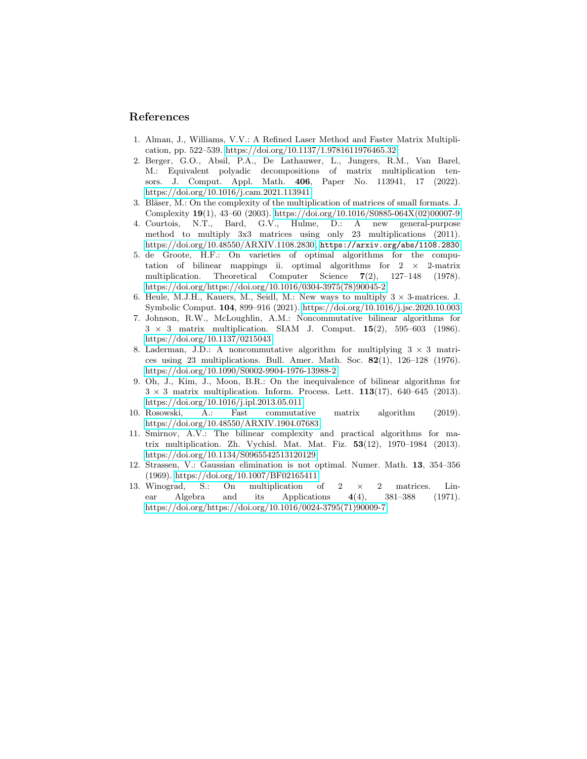## References

1. Alman, J., Williams, V.V.: A Refined Laser Method and Faster Matrix Multiplication, pp. 522–539. https://doi.org/10.1137/1.9781611976465.32
2. Berger, G.O., Absil, P.A., De Lathauwer, L., Jungers, R.M., Van Barel, M.: Equivalent polyadic decompositions of matrix multiplication tensors. J. Comput. Appl. Math. **406**, Paper No. 113941, 17 (2022). https://doi.org/10.1016/j.cam.2021.113941
3. Bläser, M.: On the complexity of the multiplication of matrices of small formats. J. Complexity **19**(1), 43–60 (2003). https://doi.org/10.1016/S0885-064X(02)00007-9
4. Courtois, N.T., Bard, G.V., Hulme, D.: A new general-purpose method to multiply 3x3 matrices using only 23 multiplications (2011). https://doi.org/10.48550/ARXIV.1108.2830, `https://arxiv.org/abs/1108.2830`
5. de Groote, H.F.: On varieties of optimal algorithms for the computation of bilinear mappings ii. optimal algorithms for $2 \times 2$-matrix multiplication. Theoretical Computer Science **7**(2), 127–148 (1978). https://doi.org/https://doi.org/10.1016/0304-3975(78)90045-2
6. Heule, M.J.H., Kauers, M., Seidl, M.: New ways to multiply $3 \times 3$-matrices. J. Symbolic Comput. **104**, 899–916 (2021). https://doi.org/10.1016/j.jsc.2020.10.003
7. Johnson, R.W., McLoughlin, A.M.: Noncommutative bilinear algorithms for $3 \times 3$ matrix multiplication. SIAM J. Comput. **15**(2), 595–603 (1986). https://doi.org/10.1137/0215043
8. Laderman, J.D.: A noncommutative algorithm for multiplying $3 \times 3$ matrices using 23 multiplications. Bull. Amer. Math. Soc. **82**(1), 126–128 (1976). https://doi.org/10.1090/S0002-9904-1976-13988-2
9. Oh, J., Kim, J., Moon, B.R.: On the inequivalence of bilinear algorithms for $3 \times 3$ matrix multiplication. Inform. Process. Lett. **113**(17), 640–645 (2013). https://doi.org/10.1016/j.ipl.2013.05.011
10. Rosowski, A.: Fast commutative matrix algorithm (2019). https://doi.org/10.48550/ARXIV.1904.07683
11. Smirnov, A.V.: The bilinear complexity and practical algorithms for matrix multiplication. Zh. Vychisl. Mat. Mat. Fiz. **53**(12), 1970–1984 (2013). https://doi.org/10.1134/S0965542513120129
12. Strassen, V.: Gaussian elimination is not optimal. Numer. Math. **13**, 354–356 (1969). https://doi.org/10.1007/BF02165411
13. Winograd, S.: On multiplication of $2 \times 2$ matrices. Linear Algebra and its Applications **4**(4), 381–388 (1971). https://doi.org/https://doi.org/10.1016/0024-3795(71)90009-7